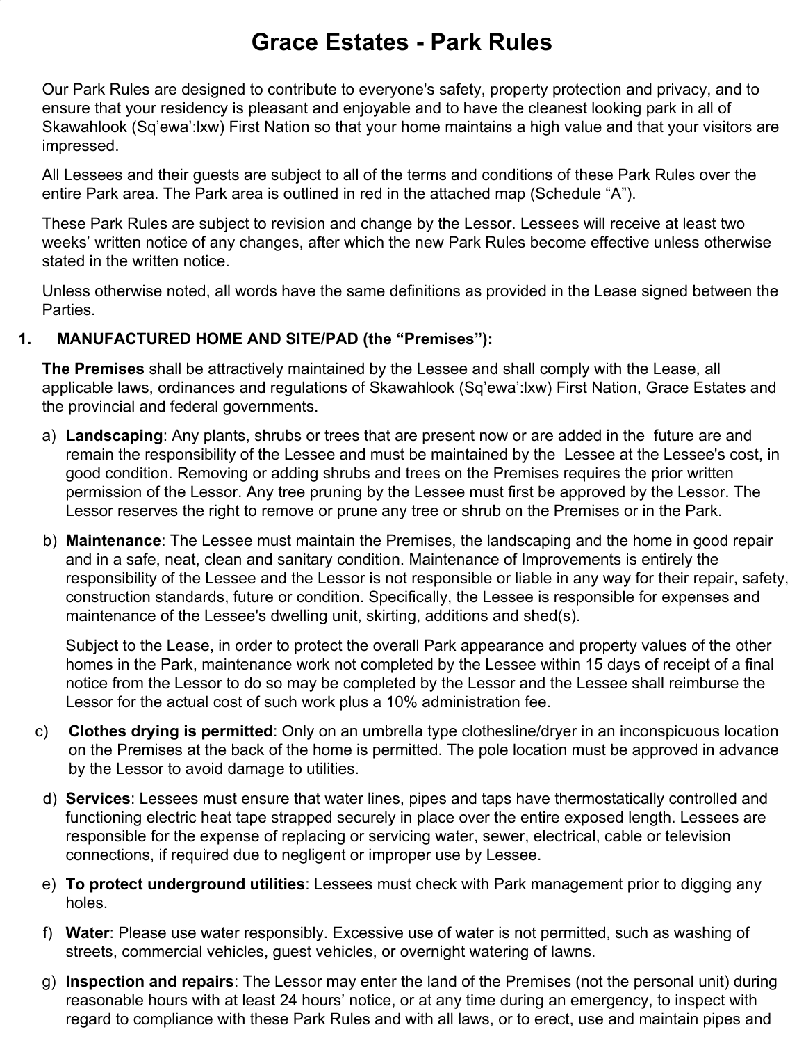# Grace Estates - Park Rules

Our Park Rules are designed to contribute to everyone's safety, property protection and privacy, and to ensure that your residency is pleasant and enjoyable and to have the cleanest looking park in all of Skawahlook (Sq'ewa':lxw) First Nation so that your home maintains a high value and that your visitors are impressed.

All Lessees and their guests are subject to all of the terms and conditions of these Park Rules over the entire Park area. The Park area is outlined in red in the attached map (Schedule "A").

These Park Rules are subject to revision and change by the Lessor. Lessees will receive at least two weeks' written notice of any changes, after which the new Park Rules become effective unless otherwise stated in the written notice.

Unless otherwise noted, all words have the same definitions as provided in the Lease signed between the Parties.

## 1. MANUFACTURED HOME AND SITE/PAD (the "Premises"):

**The Premises** shall be attractively maintained by the Lessee and shall comply with the Lease, all applicable laws, ordinances and regulations of Skawahlook (Sq'ewa':lxw) First Nation, Grace Estates and the provincial and federal governments.

a) **Landscaping**: Any plants, shrubs or trees that are present now or are added in the future are and remain the responsibility of the Lessee and must be maintained by the Lessee at the Lessee's cost, in good condition. Removing or adding shrubs and trees on the Premises requires the prior written permission of the Lessor. Any tree pruning by the Lessee must first be approved by the Lessor. The Lessor reserves the right to remove or prune any tree or shrub on the Premises or in the Park.

b) **Maintenance**: The Lessee must maintain the Premises, the landscaping and the home in good repair and in a safe, neat, clean and sanitary condition. Maintenance of Improvements is entirely the responsibility of the Lessee and the Lessor is not responsible or liable in any way for their repair, safety, construction standards, future or condition. Specifically, the Lessee is responsible for expenses and maintenance of the Lessee's dwelling unit, skirting, additions and shed(s).

   Subject to the Lease, in order to protect the overall Park appearance and property values of the other homes in the Park, maintenance work not completed by the Lessee within 15 days of receipt of a final notice from the Lessor to do so may be completed by the Lessor and the Lessee shall reimburse the Lessor for the actual cost of such work plus a 10% administration fee.

c) **Clothes drying is permitted**: Only on an umbrella type clothesline/dryer in an inconspicuous location on the Premises at the back of the home is permitted. The pole location must be approved in advance by the Lessor to avoid damage to utilities.

d) **Services**: Lessees must ensure that water lines, pipes and taps have thermostatically controlled and functioning electric heat tape strapped securely in place over the entire exposed length. Lessees are responsible for the expense of replacing or servicing water, sewer, electrical, cable or television connections, if required due to negligent or improper use by Lessee.

e) **To protect underground utilities**: Lessees must check with Park management prior to digging any holes.

f) **Water**: Please use water responsibly. Excessive use of water is not permitted, such as washing of streets, commercial vehicles, guest vehicles, or overnight watering of lawns.

g) **Inspection and repairs**: The Lessor may enter the land of the Premises (not the personal unit) during reasonable hours with at least 24 hours' notice, or at any time during an emergency, to inspect with regard to compliance with these Park Rules and with all laws, or to erect, use and maintain pipes and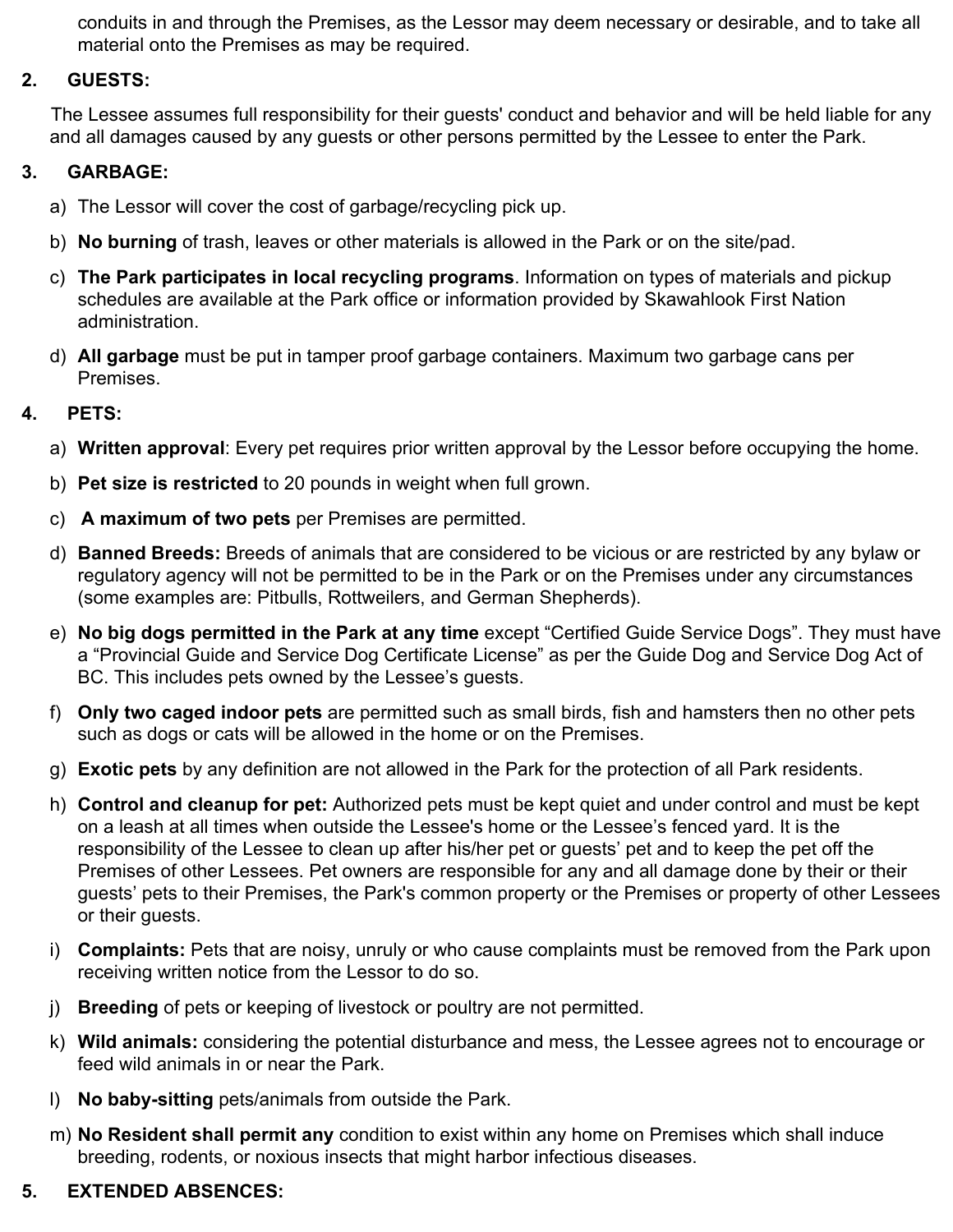conduits in and through the Premises, as the Lessor may deem necessary or desirable, and to take all material onto the Premises as may be required.

## 2. GUESTS:

The Lessee assumes full responsibility for their guests' conduct and behavior and will be held liable for any and all damages caused by any guests or other persons permitted by the Lessee to enter the Park.

## 3. GARBAGE:

a) The Lessor will cover the cost of garbage/recycling pick up.

b) **No burning** of trash, leaves or other materials is allowed in the Park or on the site/pad.

c) **The Park participates in local recycling programs**. Information on types of materials and pickup schedules are available at the Park office or information provided by Skawahlook First Nation administration.

d) **All garbage** must be put in tamper proof garbage containers. Maximum two garbage cans per Premises.

## 4. PETS:

a) **Written approval**: Every pet requires prior written approval by the Lessor before occupying the home.

b) **Pet size is restricted** to 20 pounds in weight when full grown.

c) **A maximum of two pets** per Premises are permitted.

d) **Banned Breeds:** Breeds of animals that are considered to be vicious or are restricted by any bylaw or regulatory agency will not be permitted to be in the Park or on the Premises under any circumstances (some examples are: Pitbulls, Rottweilers, and German Shepherds).

e) **No big dogs permitted in the Park at any time** except “Certified Guide Service Dogs”. They must have a “Provincial Guide and Service Dog Certificate License” as per the Guide Dog and Service Dog Act of BC. This includes pets owned by the Lessee’s guests.

f) **Only two caged indoor pets** are permitted such as small birds, fish and hamsters then no other pets such as dogs or cats will be allowed in the home or on the Premises.

g) **Exotic pets** by any definition are not allowed in the Park for the protection of all Park residents.

h) **Control and cleanup for pet:** Authorized pets must be kept quiet and under control and must be kept on a leash at all times when outside the Lessee's home or the Lessee’s fenced yard. It is the responsibility of the Lessee to clean up after his/her pet or guests’ pet and to keep the pet off the Premises of other Lessees. Pet owners are responsible for any and all damage done by their or their guests’ pets to their Premises, the Park's common property or the Premises or property of other Lessees or their guests.

i) **Complaints:** Pets that are noisy, unruly or who cause complaints must be removed from the Park upon receiving written notice from the Lessor to do so.

j) **Breeding** of pets or keeping of livestock or poultry are not permitted.

k) **Wild animals:** considering the potential disturbance and mess, the Lessee agrees not to encourage or feed wild animals in or near the Park.

l) **No baby-sitting** pets/animals from outside the Park.

m) **No Resident shall permit any** condition to exist within any home on Premises which shall induce breeding, rodents, or noxious insects that might harbor infectious diseases.

## 5. EXTENDED ABSENCES: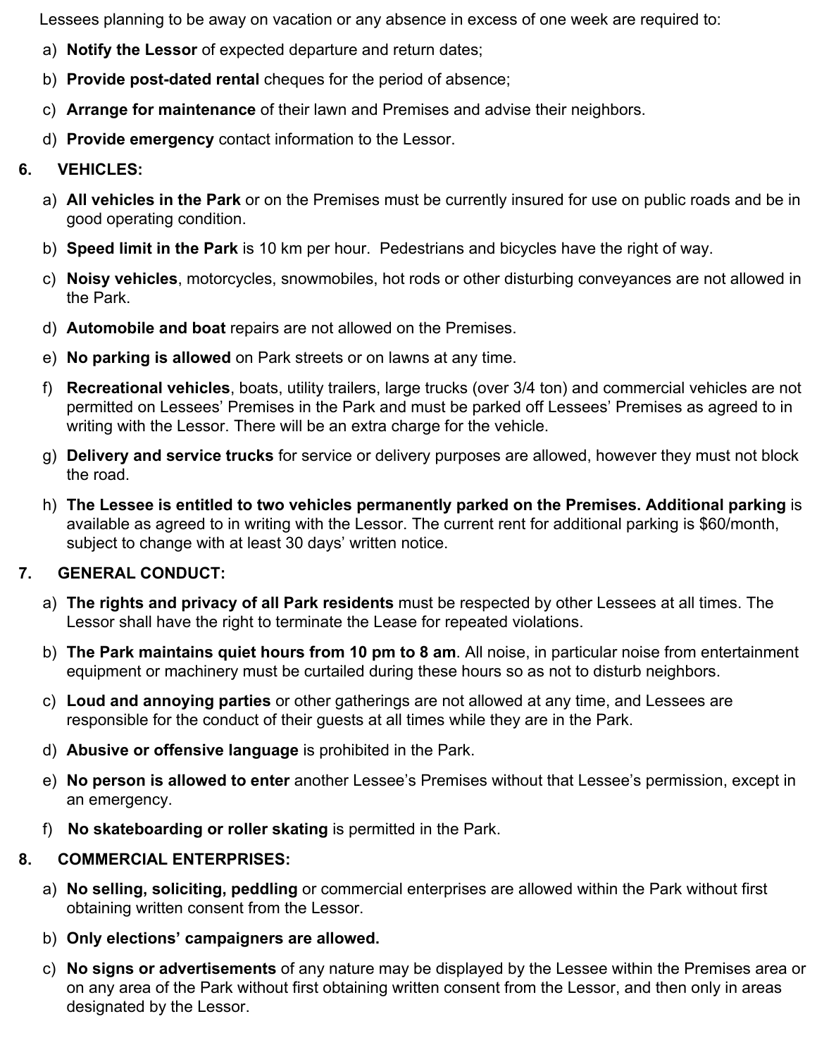Lessees planning to be away on vacation or any absence in excess of one week are required to:

a) **Notify the Lessor** of expected departure and return dates;

b) **Provide post-dated rental** cheques for the period of absence;

c) **Arrange for maintenance** of their lawn and Premises and advise their neighbors.

d) **Provide emergency** contact information to the Lessor.

**6. VEHICLES:**

a) **All vehicles in the Park** or on the Premises must be currently insured for use on public roads and be in good operating condition.

b) **Speed limit in the Park** is 10 km per hour. Pedestrians and bicycles have the right of way.

c) **Noisy vehicles**, motorcycles, snowmobiles, hot rods or other disturbing conveyances are not allowed in the Park.

d) **Automobile and boat** repairs are not allowed on the Premises.

e) **No parking is allowed** on Park streets or on lawns at any time.

f) **Recreational vehicles**, boats, utility trailers, large trucks (over 3/4 ton) and commercial vehicles are not permitted on Lessees' Premises in the Park and must be parked off Lessees' Premises as agreed to in writing with the Lessor. There will be an extra charge for the vehicle.

g) **Delivery and service trucks** for service or delivery purposes are allowed, however they must not block the road.

h) **The Lessee is entitled to two vehicles permanently parked on the Premises. Additional parking** is available as agreed to in writing with the Lessor. The current rent for additional parking is $60/month, subject to change with at least 30 days' written notice.

**7. GENERAL CONDUCT:**

a) **The rights and privacy of all Park residents** must be respected by other Lessees at all times. The Lessor shall have the right to terminate the Lease for repeated violations.

b) **The Park maintains quiet hours from 10 pm to 8 am**. All noise, in particular noise from entertainment equipment or machinery must be curtailed during these hours so as not to disturb neighbors.

c) **Loud and annoying parties** or other gatherings are not allowed at any time, and Lessees are responsible for the conduct of their guests at all times while they are in the Park.

d) **Abusive or offensive language** is prohibited in the Park.

e) **No person is allowed to enter** another Lessee's Premises without that Lessee's permission, except in an emergency.

f) **No skateboarding or roller skating** is permitted in the Park.

**8. COMMERCIAL ENTERPRISES:**

a) **No selling, soliciting, peddling** or commercial enterprises are allowed within the Park without first obtaining written consent from the Lessor.

b) **Only elections' campaigners are allowed.**

c) **No signs or advertisements** of any nature may be displayed by the Lessee within the Premises area or on any area of the Park without first obtaining written consent from the Lessor, and then only in areas designated by the Lessor.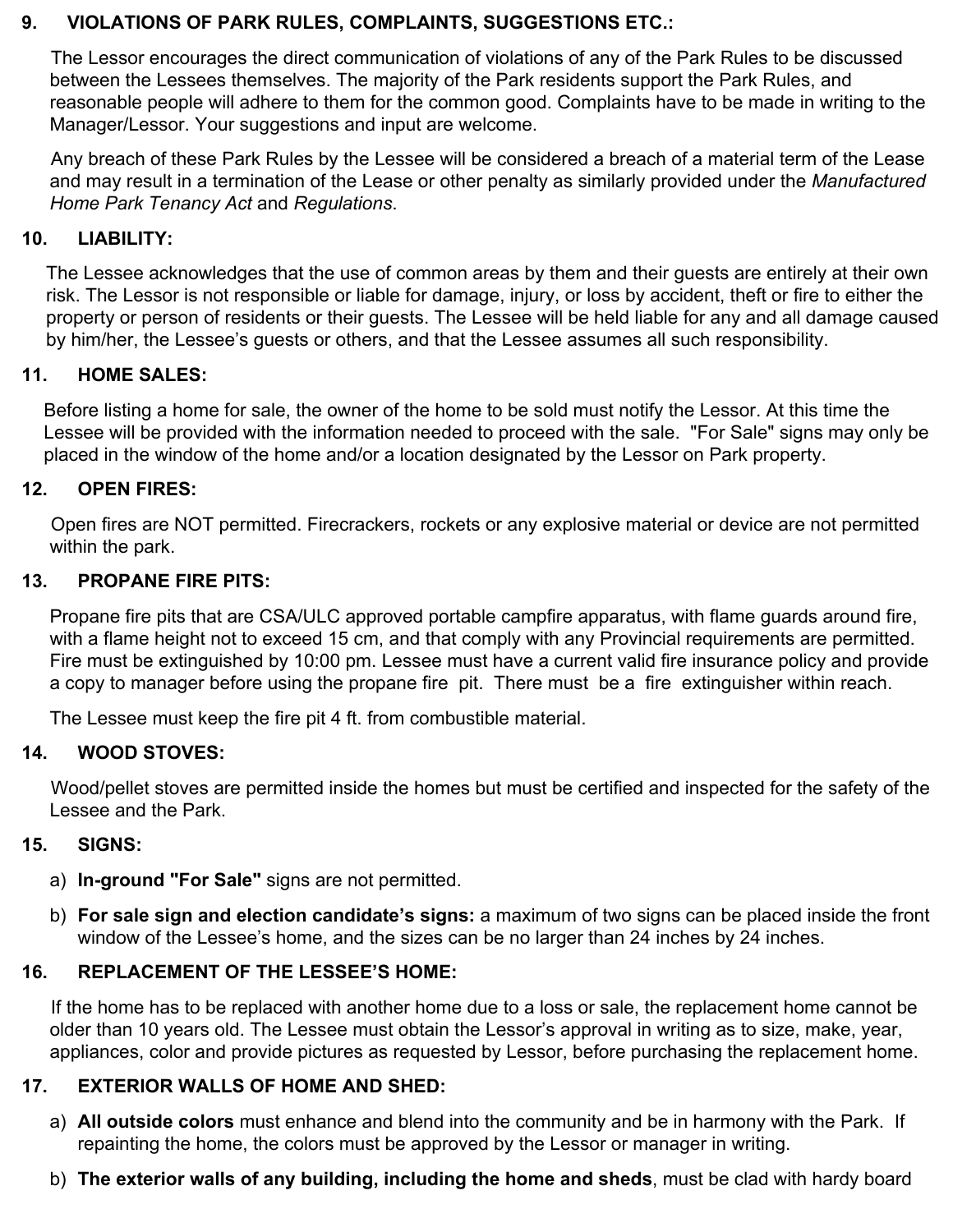## 9. VIOLATIONS OF PARK RULES, COMPLAINTS, SUGGESTIONS ETC.:

The Lessor encourages the direct communication of violations of any of the Park Rules to be discussed between the Lessees themselves. The majority of the Park residents support the Park Rules, and reasonable people will adhere to them for the common good. Complaints have to be made in writing to the Manager/Lessor. Your suggestions and input are welcome.

Any breach of these Park Rules by the Lessee will be considered a breach of a material term of the Lease and may result in a termination of the Lease or other penalty as similarly provided under the *Manufactured Home Park Tenancy Act* and *Regulations*.

## 10. LIABILITY:

The Lessee acknowledges that the use of common areas by them and their guests are entirely at their own risk. The Lessor is not responsible or liable for damage, injury, or loss by accident, theft or fire to either the property or person of residents or their guests. The Lessee will be held liable for any and all damage caused by him/her, the Lessee's guests or others, and that the Lessee assumes all such responsibility.

## 11. HOME SALES:

Before listing a home for sale, the owner of the home to be sold must notify the Lessor. At this time the Lessee will be provided with the information needed to proceed with the sale. "For Sale" signs may only be placed in the window of the home and/or a location designated by the Lessor on Park property.

## 12. OPEN FIRES:

Open fires are NOT permitted. Firecrackers, rockets or any explosive material or device are not permitted within the park.

## 13. PROPANE FIRE PITS:

Propane fire pits that are CSA/ULC approved portable campfire apparatus, with flame guards around fire, with a flame height not to exceed 15 cm, and that comply with any Provincial requirements are permitted. Fire must be extinguished by 10:00 pm. Lessee must have a current valid fire insurance policy and provide a copy to manager before using the propane fire pit. There must be a fire extinguisher within reach.

The Lessee must keep the fire pit 4 ft. from combustible material.

## 14. WOOD STOVES:

Wood/pellet stoves are permitted inside the homes but must be certified and inspected for the safety of the Lessee and the Park.

## 15. SIGNS:

a) **In-ground "For Sale"** signs are not permitted.

b) **For sale sign and election candidate's signs:** a maximum of two signs can be placed inside the front window of the Lessee's home, and the sizes can be no larger than 24 inches by 24 inches.

## 16. REPLACEMENT OF THE LESSEE'S HOME:

If the home has to be replaced with another home due to a loss or sale, the replacement home cannot be older than 10 years old. The Lessee must obtain the Lessor's approval in writing as to size, make, year, appliances, color and provide pictures as requested by Lessor, before purchasing the replacement home.

## 17. EXTERIOR WALLS OF HOME AND SHED:

a) **All outside colors** must enhance and blend into the community and be in harmony with the Park. If repainting the home, the colors must be approved by the Lessor or manager in writing.

b) **The exterior walls of any building, including the home and sheds**, must be clad with hardy board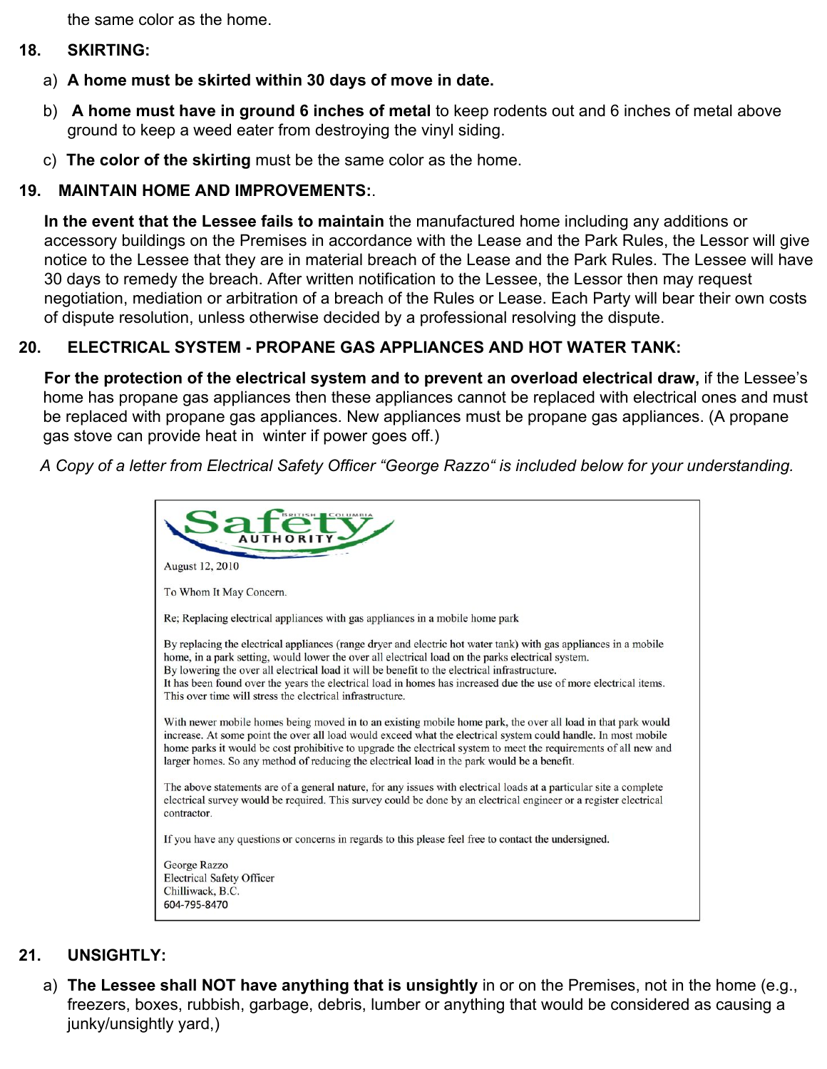the same color as the home.

18. **SKIRTING:**

a) **A home must be skirted within 30 days of move in date.**

b) **A home must have in ground 6 inches of metal** to keep rodents out and 6 inches of metal above ground to keep a weed eater from destroying the vinyl siding.

c) **The color of the skirting** must be the same color as the home.

19. **MAINTAIN HOME AND IMPROVEMENTS:**.

**In the event that the Lessee fails to maintain** the manufactured home including any additions or accessory buildings on the Premises in accordance with the Lease and the Park Rules, the Lessor will give notice to the Lessee that they are in material breach of the Lease and the Park Rules. The Lessee will have 30 days to remedy the breach. After written notification to the Lessee, the Lessor then may request negotiation, mediation or arbitration of a breach of the Rules or Lease. Each Party will bear their own costs of dispute resolution, unless otherwise decided by a professional resolving the dispute.

20. **ELECTRICAL SYSTEM - PROPANE GAS APPLIANCES AND HOT WATER TANK:**

**For the protection of the electrical system and to prevent an overload electrical draw,** if the Lessee's home has propane gas appliances then these appliances cannot be replaced with electrical ones and must be replaced with propane gas appliances. New appliances must be propane gas appliances. (A propane gas stove can provide heat in winter if power goes off.)

*A Copy of a letter from Electrical Safety Officer "George Razzo" is included below for your understanding.*

British Columbia Safety Authority

August 12, 2010

To Whom It May Concern.

Re; Replacing electrical appliances with gas appliances in a mobile home park

By replacing the electrical appliances (range dryer and electric hot water tank) with gas appliances in a mobile home, in a park setting, would lower the over all electrical load on the parks electrical system.
By lowering the over all electrical load it will be benefit to the electrical infrastructure.
It has been found over the years the electrical load in homes has increased due the use of more electrical items. This over time will stress the electrical infrastructure.

With newer mobile homes being moved in to an existing mobile home park, the over all load in that park would increase. At some point the over all load would exceed what the electrical system could handle. In most mobile home parks it would be cost prohibitive to upgrade the electrical system to meet the requirements of all new and larger homes. So any method of reducing the electrical load in the park would be a benefit.

The above statements are of a general nature, for any issues with electrical loads at a particular site a complete electrical survey would be required. This survey could be done by an electrical engineer or a register electrical contractor.

If you have any questions or concerns in regards to this please feel free to contact the undersigned.

George Razzo
Electrical Safety Officer
Chilliwack, B.C.
604-795-8470

21. **UNSIGHTLY:**

a) **The Lessee shall NOT have anything that is unsightly** in or on the Premises, not in the home (e.g., freezers, boxes, rubbish, garbage, debris, lumber or anything that would be considered as causing a junky/unsightly yard,)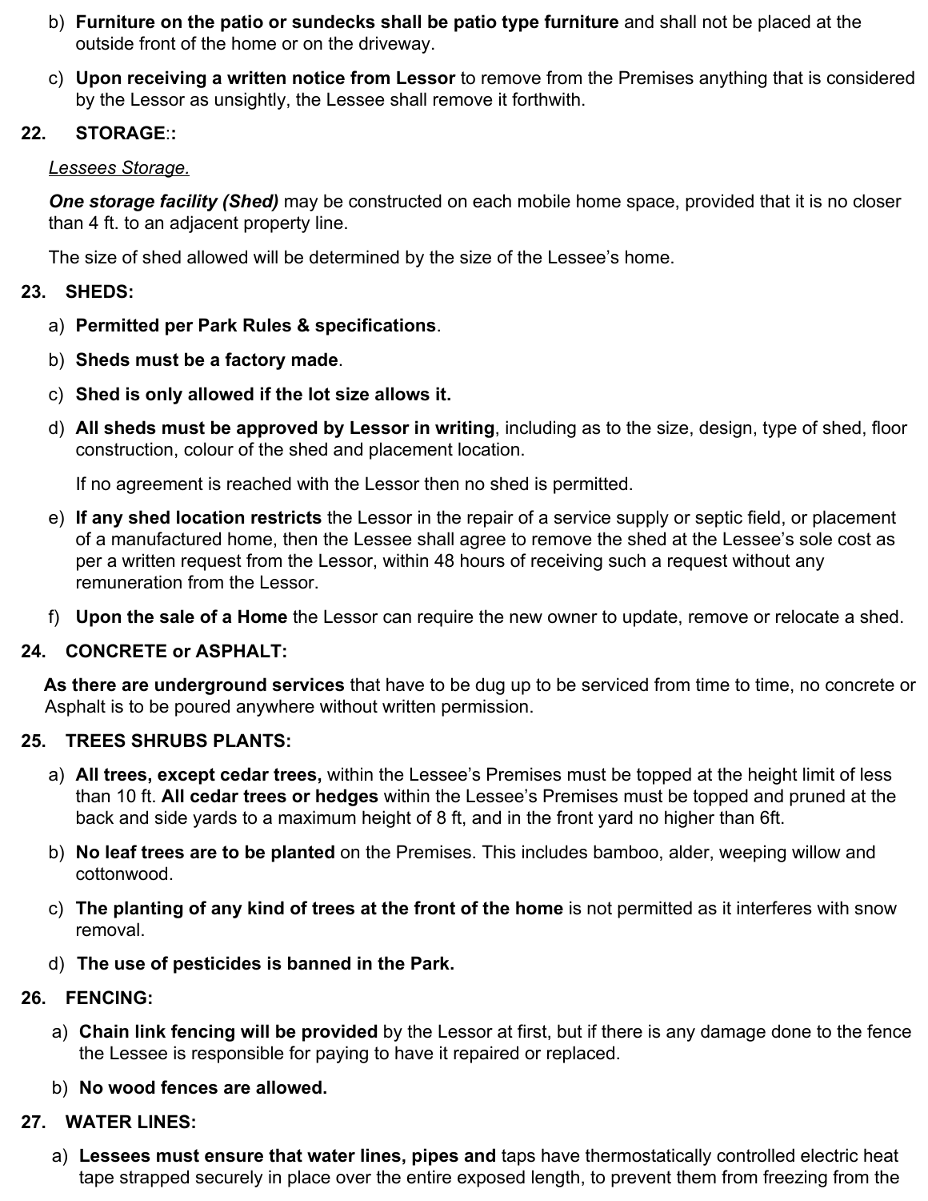b) **Furniture on the patio or sundecks shall be patio type furniture** and shall not be placed at the outside front of the home or on the driveway.

c) **Upon receiving a written notice from Lessor** to remove from the Premises anything that is considered by the Lessor as unsightly, the Lessee shall remove it forthwith.

**22. STORAGE::**

*Lessees Storage.*

***One storage facility (Shed)*** may be constructed on each mobile home space, provided that it is no closer than 4 ft. to an adjacent property line.

The size of shed allowed will be determined by the size of the Lessee's home.

**23. SHEDS:**

a) **Permitted per Park Rules & specifications**.

b) **Sheds must be a factory made**.

c) **Shed is only allowed if the lot size allows it.**

d) **All sheds must be approved by Lessor in writing**, including as to the size, design, type of shed, floor construction, colour of the shed and placement location.

   If no agreement is reached with the Lessor then no shed is permitted.

e) **If any shed location restricts** the Lessor in the repair of a service supply or septic field, or placement of a manufactured home, then the Lessee shall agree to remove the shed at the Lessee's sole cost as per a written request from the Lessor, within 48 hours of receiving such a request without any remuneration from the Lessor.

f) **Upon the sale of a Home** the Lessor can require the new owner to update, remove or relocate a shed.

**24. CONCRETE or ASPHALT:**

**As there are underground services** that have to be dug up to be serviced from time to time, no concrete or Asphalt is to be poured anywhere without written permission.

**25. TREES SHRUBS PLANTS:**

a) **All trees, except cedar trees,** within the Lessee's Premises must be topped at the height limit of less than 10 ft. **All cedar trees or hedges** within the Lessee's Premises must be topped and pruned at the back and side yards to a maximum height of 8 ft, and in the front yard no higher than 6ft.

b) **No leaf trees are to be planted** on the Premises. This includes bamboo, alder, weeping willow and cottonwood.

c) **The planting of any kind of trees at the front of the home** is not permitted as it interferes with snow removal.

d) **The use of pesticides is banned in the Park.**

**26. FENCING:**

a) **Chain link fencing will be provided** by the Lessor at first, but if there is any damage done to the fence the Lessee is responsible for paying to have it repaired or replaced.

b) **No wood fences are allowed.**

**27. WATER LINES:**

a) **Lessees must ensure that water lines, pipes and** taps have thermostatically controlled electric heat tape strapped securely in place over the entire exposed length, to prevent them from freezing from the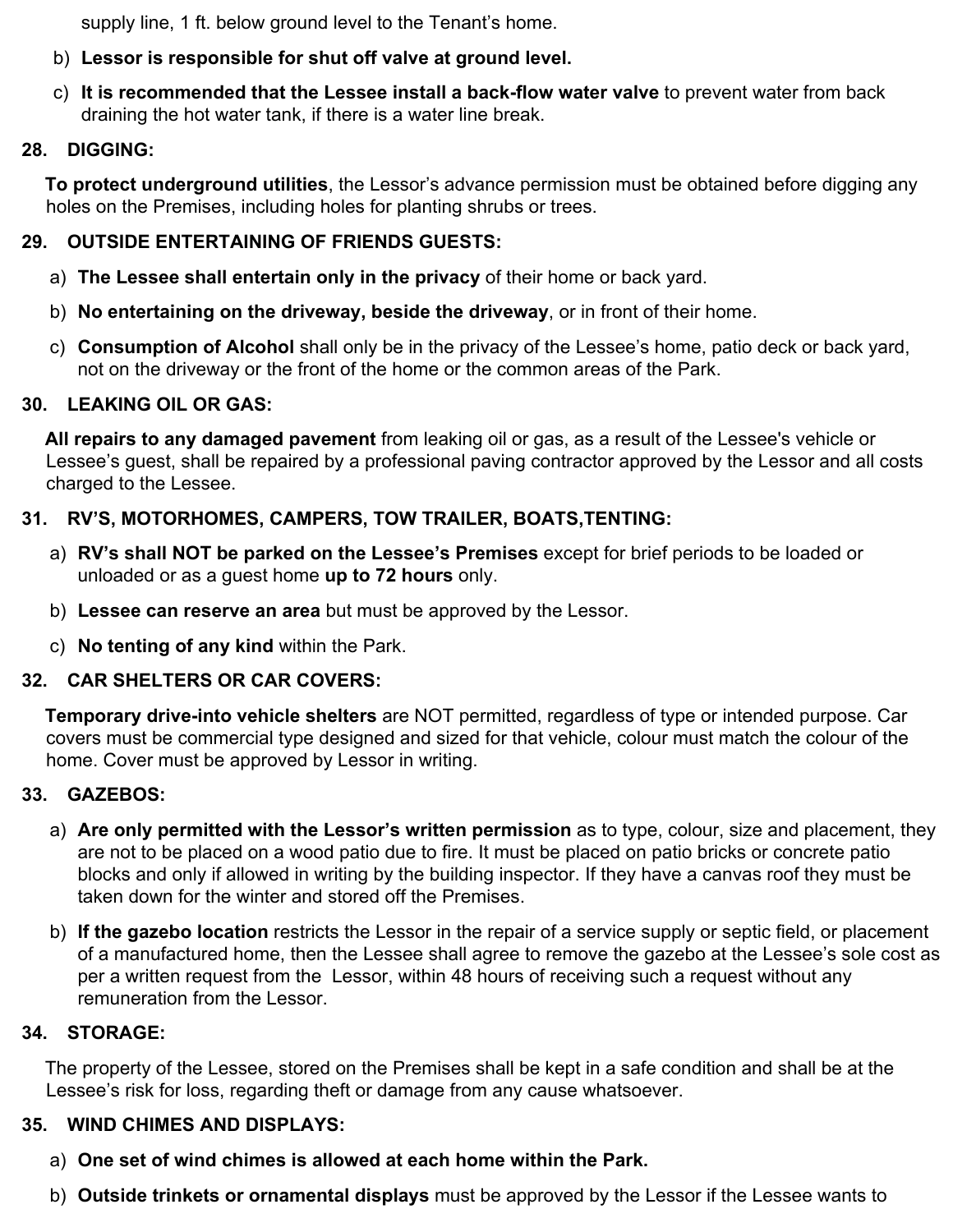supply line, 1 ft. below ground level to the Tenant's home.

b) **Lessor is responsible for shut off valve at ground level.**

c) **It is recommended that the Lessee install a back-flow water valve** to prevent water from back draining the hot water tank, if there is a water line break.

## 28. DIGGING:

**To protect underground utilities**, the Lessor's advance permission must be obtained before digging any holes on the Premises, including holes for planting shrubs or trees.

## 29. OUTSIDE ENTERTAINING OF FRIENDS GUESTS:

a) **The Lessee shall entertain only in the privacy** of their home or back yard.

b) **No entertaining on the driveway, beside the driveway**, or in front of their home.

c) **Consumption of Alcohol** shall only be in the privacy of the Lessee's home, patio deck or back yard, not on the driveway or the front of the home or the common areas of the Park.

## 30. LEAKING OIL OR GAS:

**All repairs to any damaged pavement** from leaking oil or gas, as a result of the Lessee's vehicle or Lessee's guest, shall be repaired by a professional paving contractor approved by the Lessor and all costs charged to the Lessee.

## 31. RV'S, MOTORHOMES, CAMPERS, TOW TRAILER, BOATS,TENTING:

a) **RV's shall NOT be parked on the Lessee's Premises** except for brief periods to be loaded or unloaded or as a guest home **up to 72 hours** only.

b) **Lessee can reserve an area** but must be approved by the Lessor.

c) **No tenting of any kind** within the Park.

## 32. CAR SHELTERS OR CAR COVERS:

**Temporary drive-into vehicle shelters** are NOT permitted, regardless of type or intended purpose. Car covers must be commercial type designed and sized for that vehicle, colour must match the colour of the home. Cover must be approved by Lessor in writing.

## 33. GAZEBOS:

a) **Are only permitted with the Lessor's written permission** as to type, colour, size and placement, they are not to be placed on a wood patio due to fire. It must be placed on patio bricks or concrete patio blocks and only if allowed in writing by the building inspector. If they have a canvas roof they must be taken down for the winter and stored off the Premises.

b) **If the gazebo location** restricts the Lessor in the repair of a service supply or septic field, or placement of a manufactured home, then the Lessee shall agree to remove the gazebo at the Lessee's sole cost as per a written request from the Lessor, within 48 hours of receiving such a request without any remuneration from the Lessor.

## 34. STORAGE:

The property of the Lessee, stored on the Premises shall be kept in a safe condition and shall be at the Lessee's risk for loss, regarding theft or damage from any cause whatsoever.

## 35. WIND CHIMES AND DISPLAYS:

a) **One set of wind chimes is allowed at each home within the Park.**

b) **Outside trinkets or ornamental displays** must be approved by the Lessor if the Lessee wants to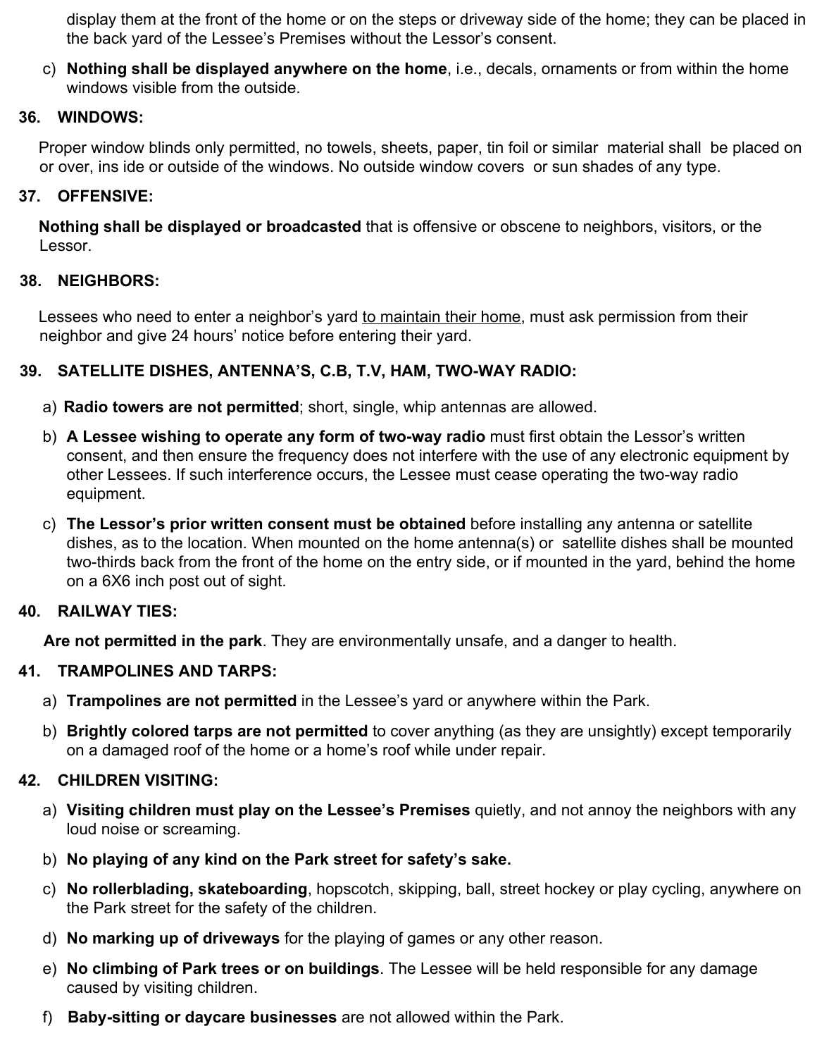display them at the front of the home or on the steps or driveway side of the home; they can be placed in the back yard of the Lessee's Premises without the Lessor's consent.

c) **Nothing shall be displayed anywhere on the home**, i.e., decals, ornaments or from within the home windows visible from the outside.

## 36. WINDOWS:

Proper window blinds only permitted, no towels, sheets, paper, tin foil or similar material shall be placed on or over, ins ide or outside of the windows. No outside window covers or sun shades of any type.

## 37. OFFENSIVE:

**Nothing shall be displayed or broadcasted** that is offensive or obscene to neighbors, visitors, or the Lessor.

## 38. NEIGHBORS:

Lessees who need to enter a neighbor's yard <u>to maintain their home</u>, must ask permission from their neighbor and give 24 hours' notice before entering their yard.

## 39. SATELLITE DISHES, ANTENNA'S, C.B, T.V, HAM, TWO-WAY RADIO:

a) **Radio towers are not permitted**; short, single, whip antennas are allowed.

b) **A Lessee wishing to operate any form of two-way radio** must first obtain the Lessor's written consent, and then ensure the frequency does not interfere with the use of any electronic equipment by other Lessees. If such interference occurs, the Lessee must cease operating the two-way radio equipment.

c) **The Lessor's prior written consent must be obtained** before installing any antenna or satellite dishes, as to the location. When mounted on the home antenna(s) or satellite dishes shall be mounted two-thirds back from the front of the home on the entry side, or if mounted in the yard, behind the home on a 6X6 inch post out of sight.

## 40. RAILWAY TIES:

**Are not permitted in the park**. They are environmentally unsafe, and a danger to health.

## 41. TRAMPOLINES AND TARPS:

a) **Trampolines are not permitted** in the Lessee's yard or anywhere within the Park.

b) **Brightly colored tarps are not permitted** to cover anything (as they are unsightly) except temporarily on a damaged roof of the home or a home's roof while under repair.

## 42. CHILDREN VISITING:

a) **Visiting children must play on the Lessee's Premises** quietly, and not annoy the neighbors with any loud noise or screaming.

b) **No playing of any kind on the Park street for safety's sake.**

c) **No rollerblading, skateboarding**, hopscotch, skipping, ball, street hockey or play cycling, anywhere on the Park street for the safety of the children.

d) **No marking up of driveways** for the playing of games or any other reason.

e) **No climbing of Park trees or on buildings**. The Lessee will be held responsible for any damage caused by visiting children.

f) **Baby-sitting or daycare businesses** are not allowed within the Park.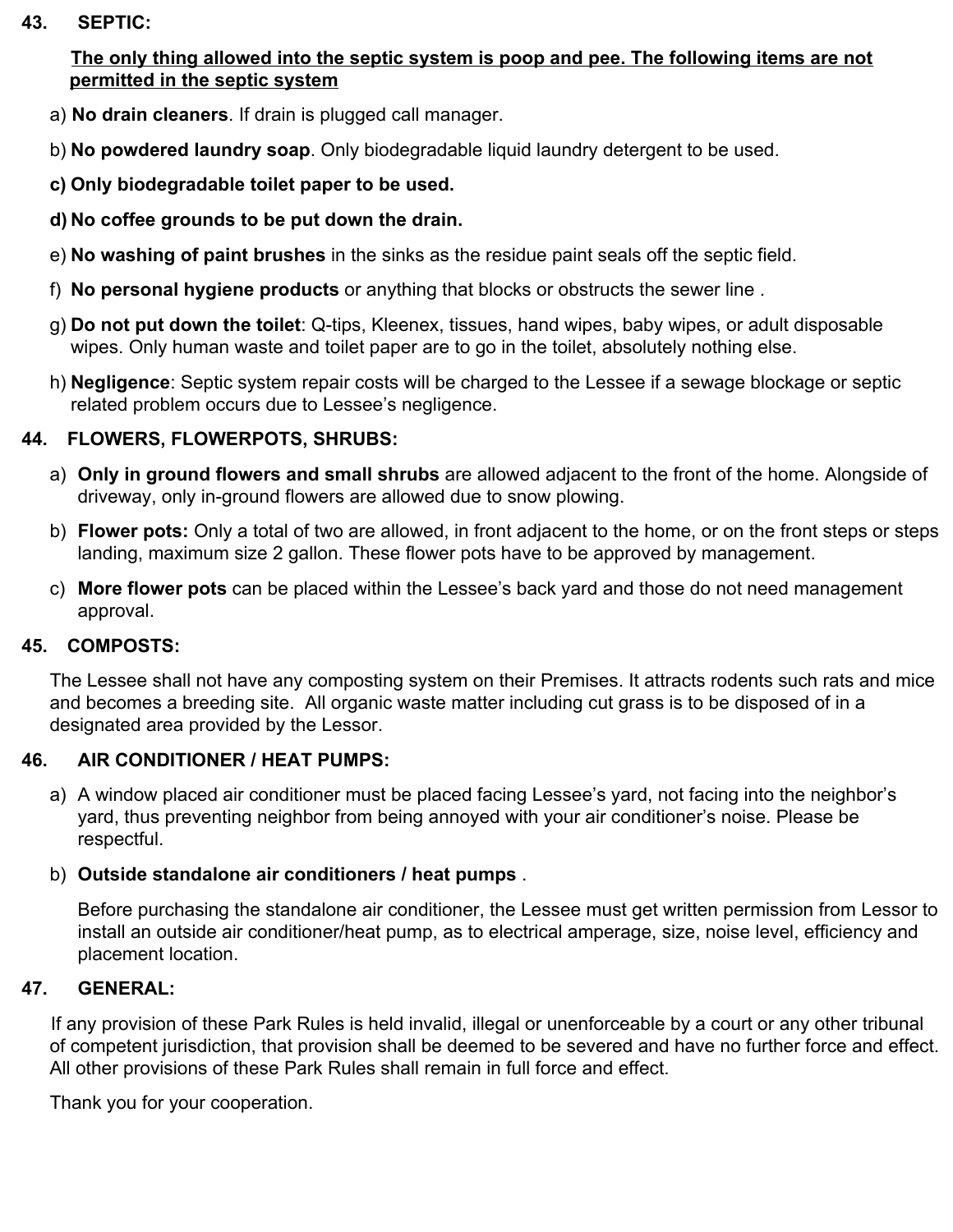## 43. SEPTIC:

**The only thing allowed into the septic system is poop and pee. The following items are not permitted in the septic system**

a) **No drain cleaners**. If drain is plugged call manager.

b) **No powdered laundry soap**. Only biodegradable liquid laundry detergent to be used.

**c) Only biodegradable toilet paper to be used.**

**d) No coffee grounds to be put down the drain.**

e) **No washing of paint brushes** in the sinks as the residue paint seals off the septic field.

f) **No personal hygiene products** or anything that blocks or obstructs the sewer line .

g) **Do not put down the toilet**: Q-tips, Kleenex, tissues, hand wipes, baby wipes, or adult disposable wipes. Only human waste and toilet paper are to go in the toilet, absolutely nothing else.

h) **Negligence**: Septic system repair costs will be charged to the Lessee if a sewage blockage or septic related problem occurs due to Lessee's negligence.

## 44. FLOWERS, FLOWERPOTS, SHRUBS:

a) **Only in ground flowers and small shrubs** are allowed adjacent to the front of the home. Alongside of driveway, only in-ground flowers are allowed due to snow plowing.

b) **Flower pots:** Only a total of two are allowed, in front adjacent to the home, or on the front steps or steps landing, maximum size 2 gallon. These flower pots have to be approved by management.

c) **More flower pots** can be placed within the Lessee's back yard and those do not need management approval.

## 45. COMPOSTS:

The Lessee shall not have any composting system on their Premises. It attracts rodents such rats and mice and becomes a breeding site. All organic waste matter including cut grass is to be disposed of in a designated area provided by the Lessor.

## 46. AIR CONDITIONER / HEAT PUMPS:

a) A window placed air conditioner must be placed facing Lessee's yard, not facing into the neighbor's yard, thus preventing neighbor from being annoyed with your air conditioner's noise. Please be respectful.

b) **Outside standalone air conditioners / heat pumps** .

Before purchasing the standalone air conditioner, the Lessee must get written permission from Lessor to install an outside air conditioner/heat pump, as to electrical amperage, size, noise level, efficiency and placement location.

## 47. GENERAL:

If any provision of these Park Rules is held invalid, illegal or unenforceable by a court or any other tribunal of competent jurisdiction, that provision shall be deemed to be severed and have no further force and effect. All other provisions of these Park Rules shall remain in full force and effect.

Thank you for your cooperation.